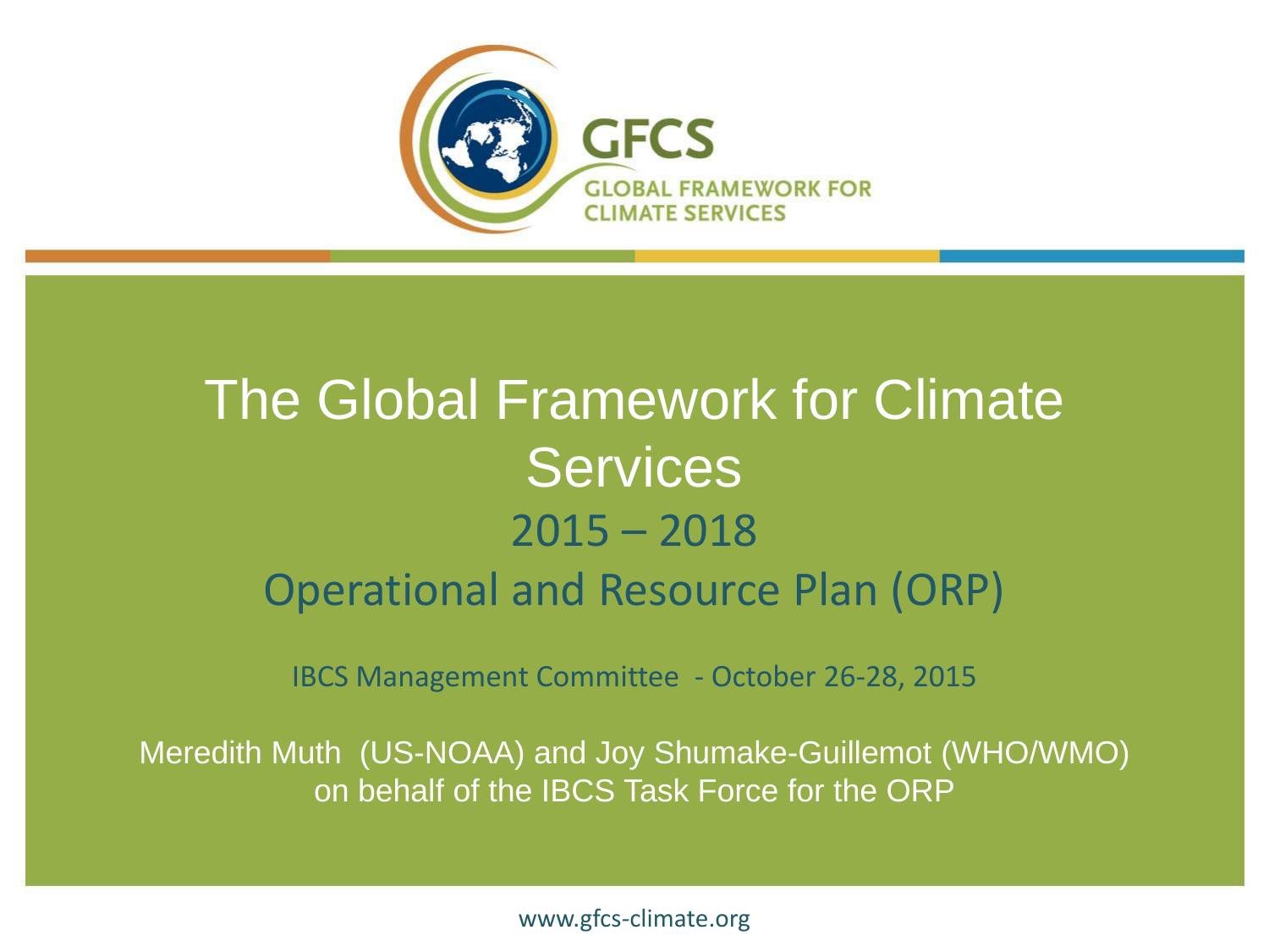GFCS

GLOBAL FRAMEWORK FOR CLIMATE SERVICES

# The Global Framework for Climate Services

## 2015 – 2018

## Operational and Resource Plan (ORP)

IBCS Management Committee - October 26-28, 2015

Meredith Muth (US-NOAA) and Joy Shumake-Guillemot (WHO/WMO) on behalf of the IBCS Task Force for the ORP

www.gfcs-climate.org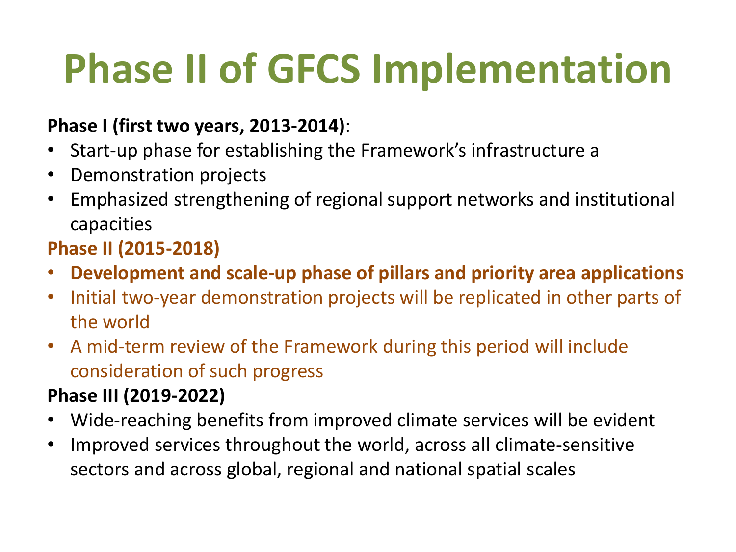# Phase II of GFCS Implementation

**Phase I (first two years, 2013-2014)**:

- Start-up phase for establishing the Framework's infrastructure a
- Demonstration projects
- Emphasized strengthening of regional support networks and institutional capacities

**Phase II (2015-2018)**

- **Development and scale-up phase of pillars and priority area applications**
- Initial two-year demonstration projects will be replicated in other parts of the world
- A mid-term review of the Framework during this period will include consideration of such progress

**Phase III (2019-2022)**

- Wide-reaching benefits from improved climate services will be evident
- Improved services throughout the world, across all climate-sensitive sectors and across global, regional and national spatial scales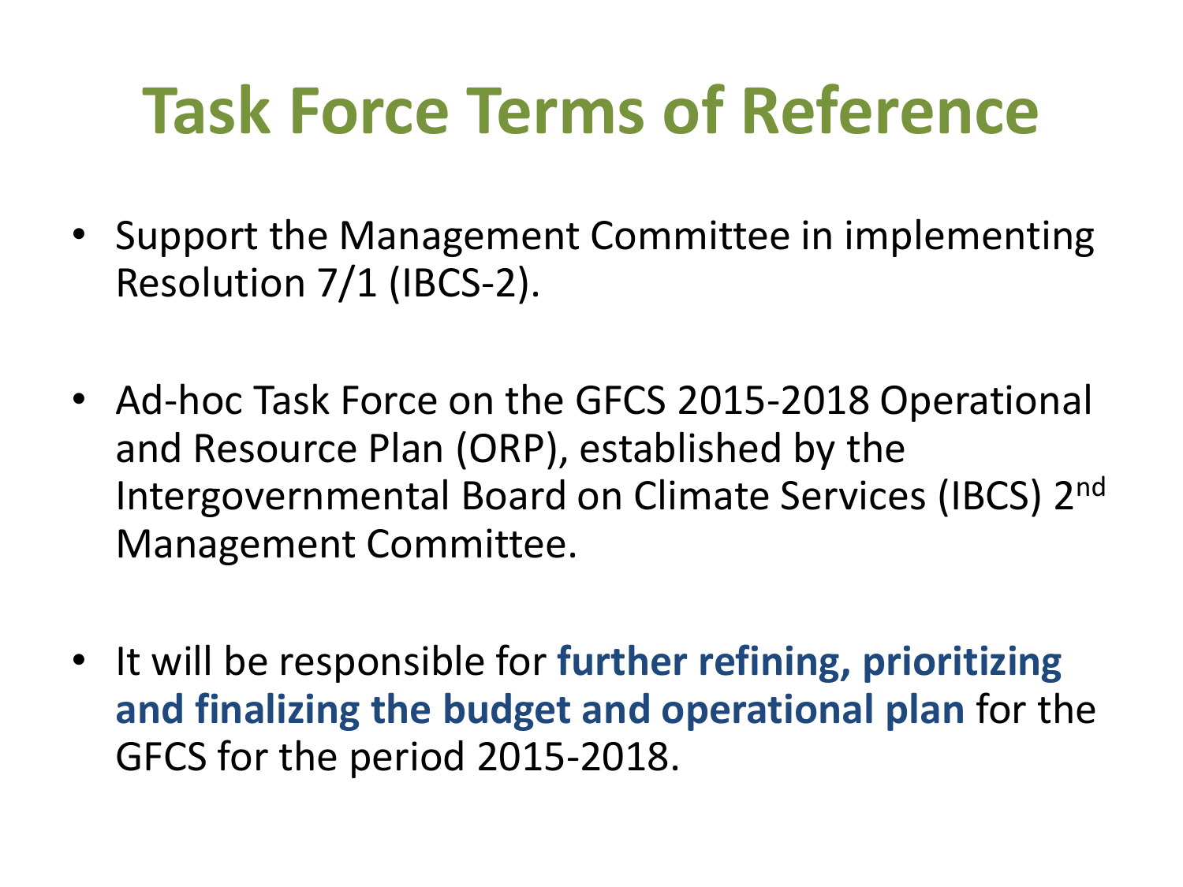# Task Force Terms of Reference

- Support the Management Committee in implementing Resolution 7/1 (IBCS-2).
- Ad-hoc Task Force on the GFCS 2015-2018 Operational and Resource Plan (ORP), established by the Intergovernmental Board on Climate Services (IBCS) 2nd Management Committee.
- It will be responsible for **further refining, prioritizing and finalizing the budget and operational plan** for the GFCS for the period 2015-2018.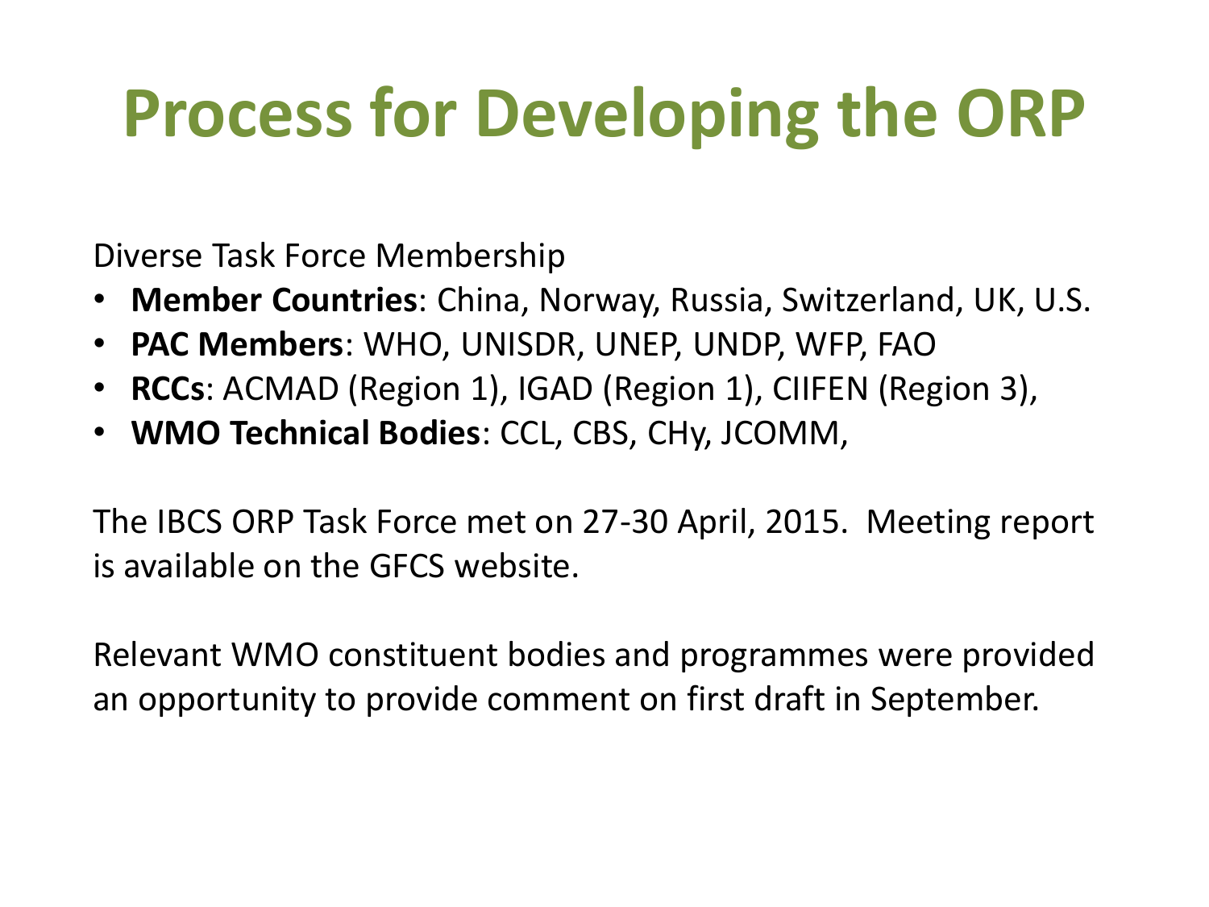# Process for Developing the ORP

Diverse Task Force Membership

- **Member Countries**: China, Norway, Russia, Switzerland, UK, U.S.
- **PAC Members**: WHO, UNISDR, UNEP, UNDP, WFP, FAO
- **RCCs**: ACMAD (Region 1), IGAD (Region 1), CIIFEN (Region 3),
- **WMO Technical Bodies**: CCL, CBS, CHy, JCOMM,

The IBCS ORP Task Force met on 27-30 April, 2015. Meeting report is available on the GFCS website.

Relevant WMO constituent bodies and programmes were provided an opportunity to provide comment on first draft in September.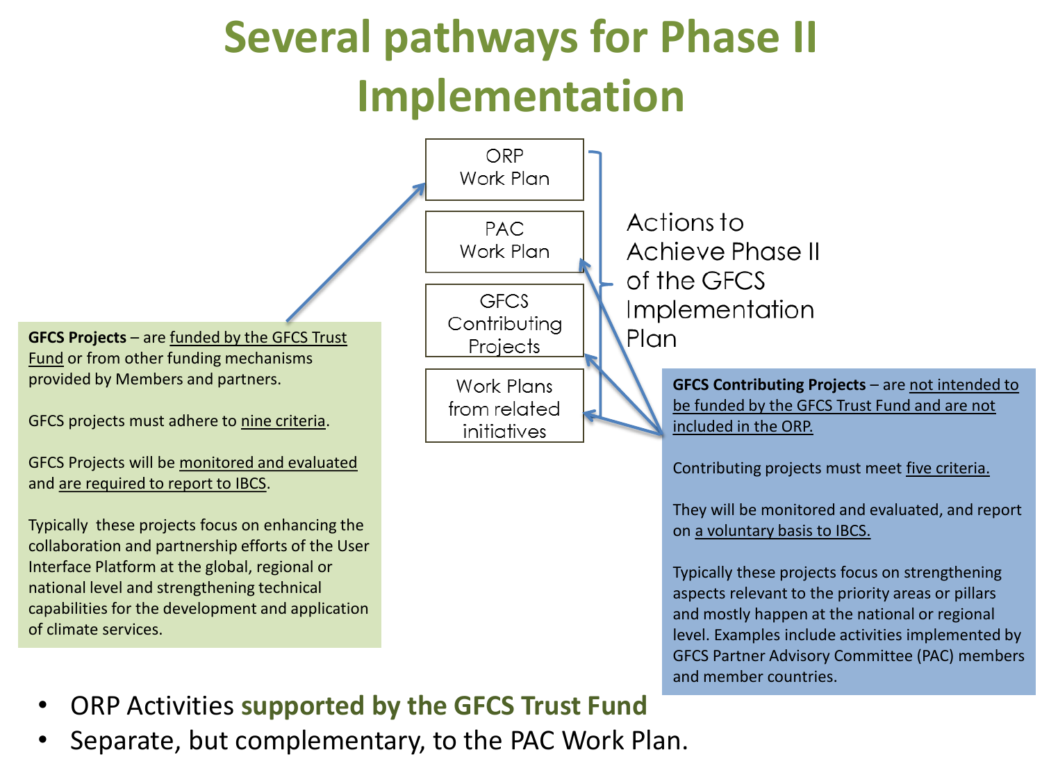# Several pathways for Phase II Implementation

- ORP Work Plan
- PAC Work Plan
- GFCS Contributing Projects
- Work Plans from related initiatives

Actions to Achieve Phase II of the GFCS Implementation Plan

**GFCS Projects** – are funded by the GFCS Trust Fund or from other funding mechanisms provided by Members and partners.

GFCS projects must adhere to nine criteria.

GFCS Projects will be monitored and evaluated and are required to report to IBCS.

Typically these projects focus on enhancing the collaboration and partnership efforts of the User Interface Platform at the global, regional or national level and strengthening technical capabilities for the development and application of climate services.

**GFCS Contributing Projects** – are not intended to be funded by the GFCS Trust Fund and are not included in the ORP.

Contributing projects must meet five criteria.

They will be monitored and evaluated, and report on a voluntary basis to IBCS.

Typically these projects focus on strengthening aspects relevant to the priority areas or pillars and mostly happen at the national or regional level. Examples include activities implemented by GFCS Partner Advisory Committee (PAC) members and member countries.

- ORP Activities **supported by the GFCS Trust Fund**
- Separate, but complementary, to the PAC Work Plan.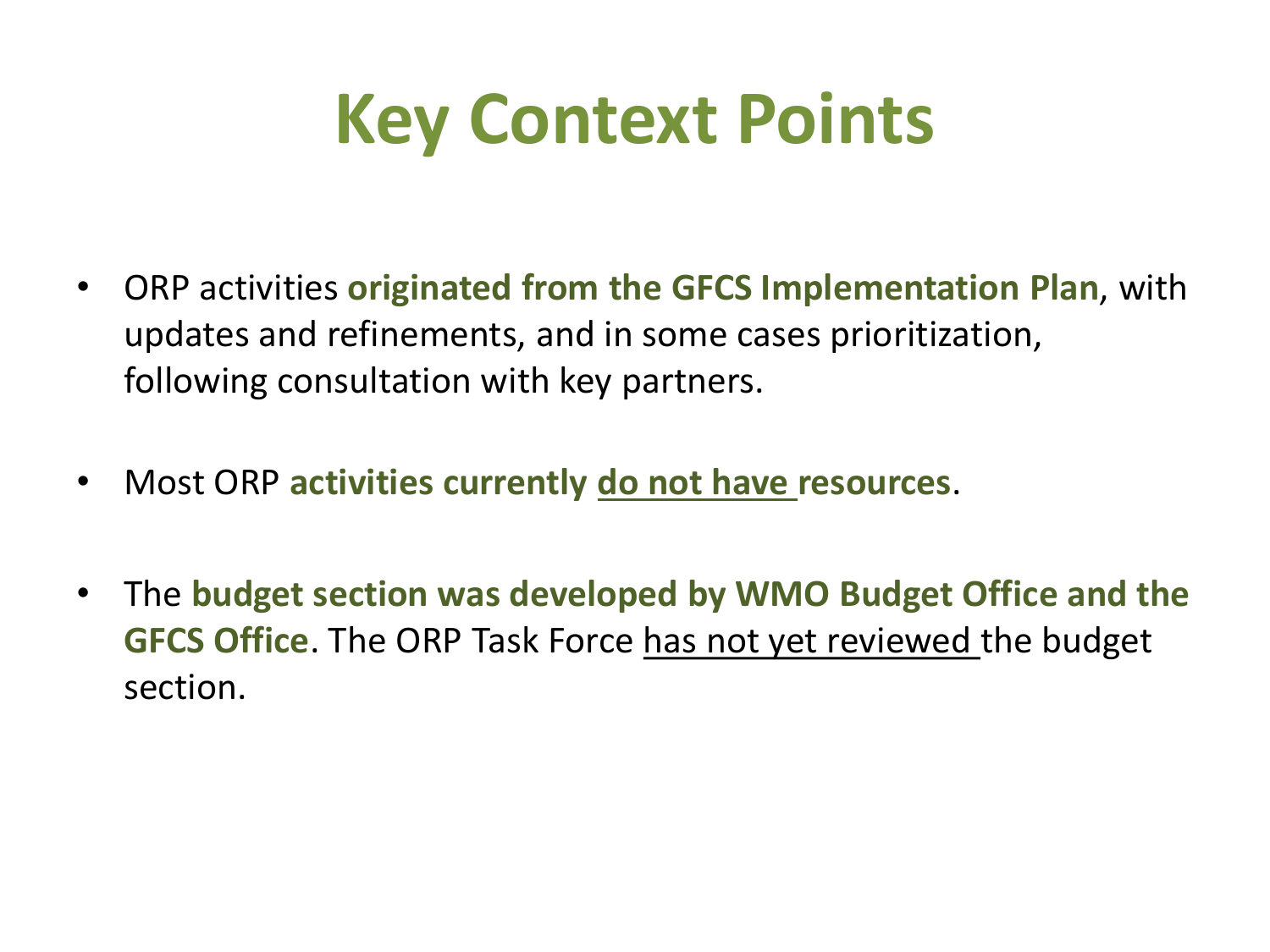# Key Context Points

- ORP activities **originated from the GFCS Implementation Plan**, with updates and refinements, and in some cases prioritization, following consultation with key partners.
- Most ORP **activities currently do not have resources**.
- The **budget section was developed by WMO Budget Office and the GFCS Office**. The ORP Task Force has not yet reviewed the budget section.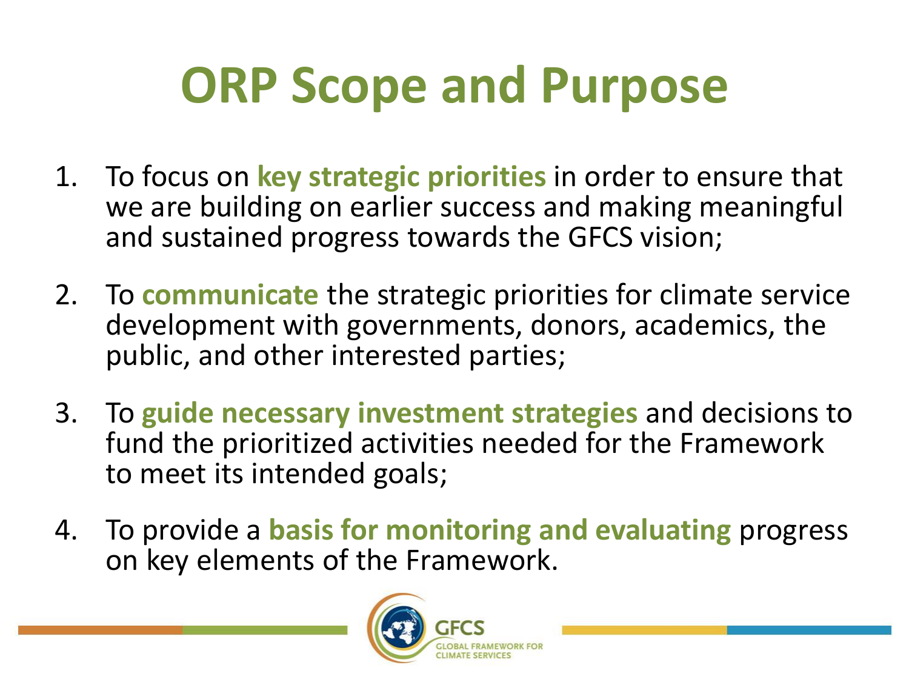# ORP Scope and Purpose

1. To focus on **key strategic priorities** in order to ensure that we are building on earlier success and making meaningful and sustained progress towards the GFCS vision;
2. To **communicate** the strategic priorities for climate service development with governments, donors, academics, the public, and other interested parties;
3. To **guide necessary investment strategies** and decisions to fund the prioritized activities needed for the Framework to meet its intended goals;
4. To provide a **basis for monitoring and evaluating** progress on key elements of the Framework.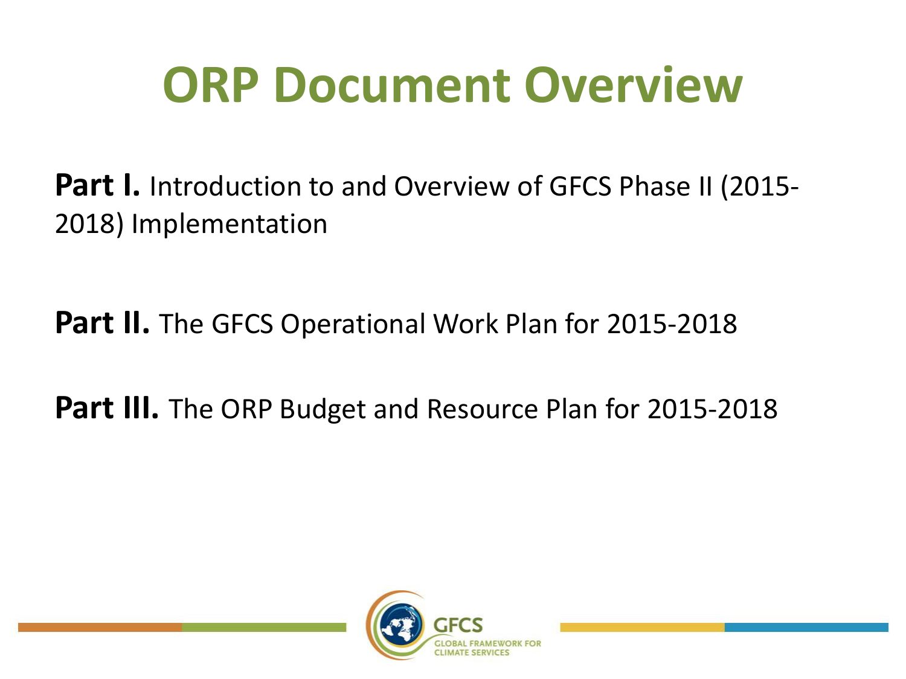# ORP Document Overview

**Part I.** Introduction to and Overview of GFCS Phase II (2015-2018) Implementation

**Part II.** The GFCS Operational Work Plan for 2015-2018

**Part III.** The ORP Budget and Resource Plan for 2015-2018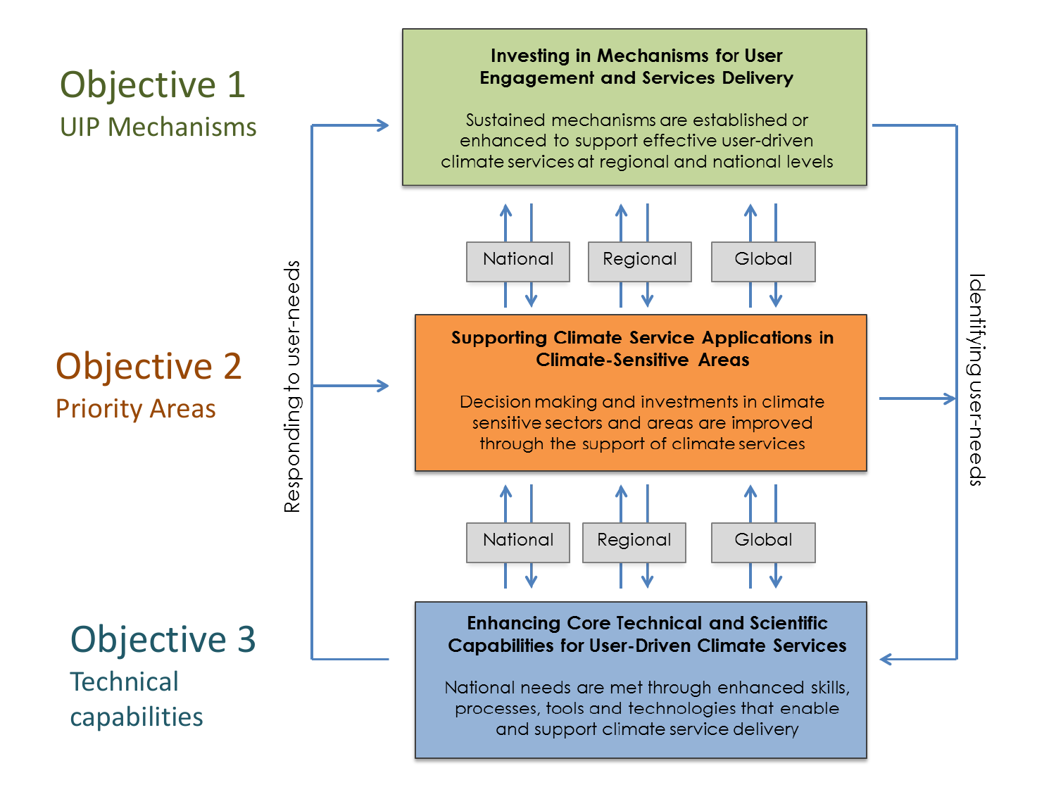# Objective 1
UIP Mechanisms

**Investing in Mechanisms for User Engagement and Services Delivery**

Sustained mechanisms are established or enhanced to support effective user-driven climate services at regional and national levels

National | Regional | Global

# Objective 2
Priority Areas

**Supporting Climate Service Applications in Climate-Sensitive Areas**

Decision making and investments in climate sensitive sectors and areas are improved through the support of climate services

National | Regional | Global

# Objective 3
Technical capabilities

**Enhancing Core Technical and Scientific Capabilities for User-Driven Climate Services**

National needs are met through enhanced skills, processes, tools and technologies that enable and support climate service delivery

Responding to user-needs

Identifying user-needs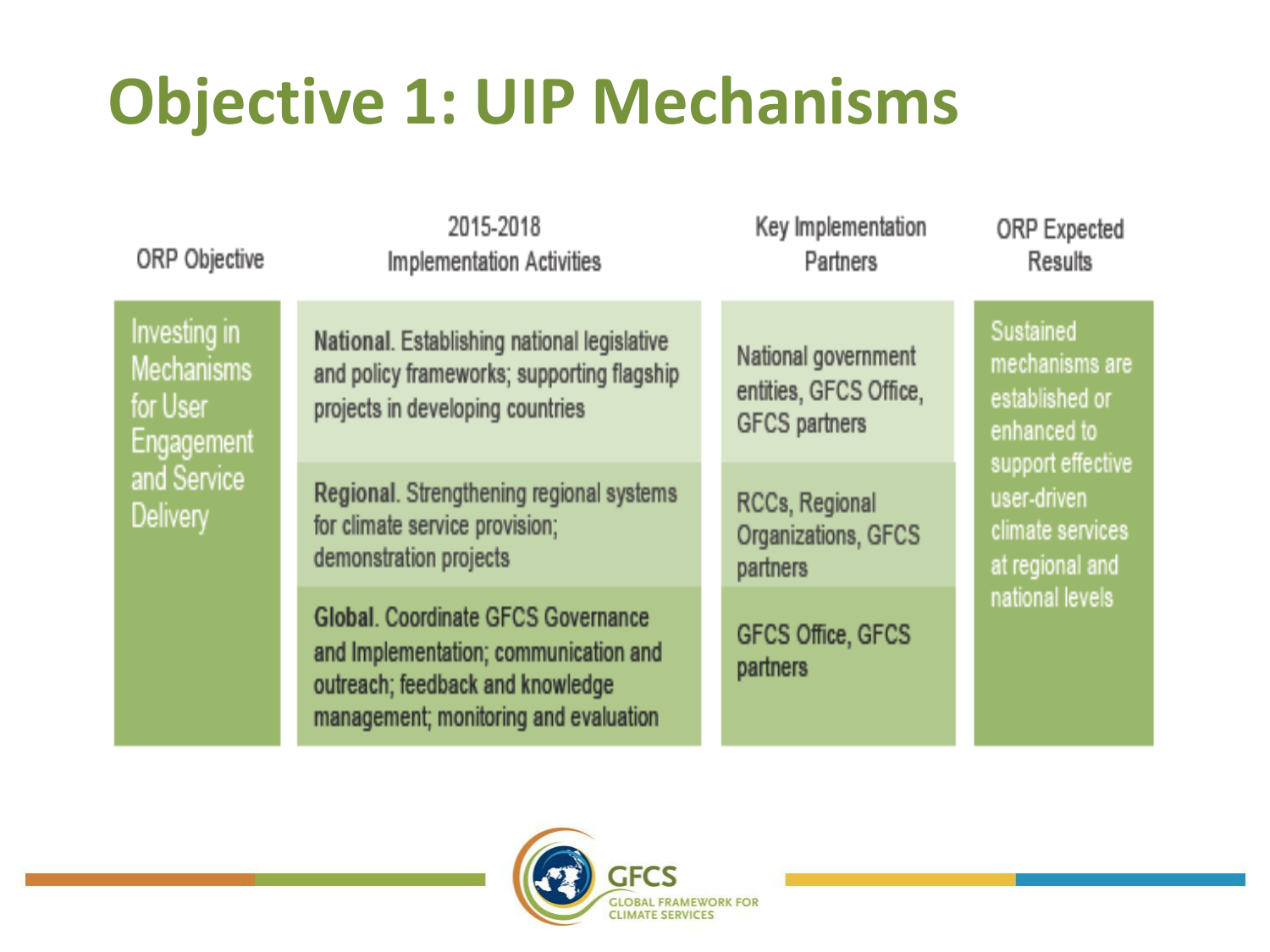# Objective 1: UIP Mechanisms

| ORP Objective | 2015-2018 Implementation Activities | Key Implementation Partners | ORP Expected Results |
|---|---|---|---|
| Investing in Mechanisms for User Engagement and Service Delivery | **National**. Establishing national legislative and policy frameworks; supporting flagship projects in developing countries | National government entities, GFCS Office, GFCS partners | Sustained mechanisms are established or enhanced to support effective user-driven climate services at regional and national levels |
| | **Regional**. Strengthening regional systems for climate service provision; demonstration projects | RCCs, Regional Organizations, GFCS partners | |
| | **Global**. Coordinate GFCS Governance and Implementation; communication and outreach; feedback and knowledge management; monitoring and evaluation | GFCS Office, GFCS partners | |

GFCS GLOBAL FRAMEWORK FOR CLIMATE SERVICES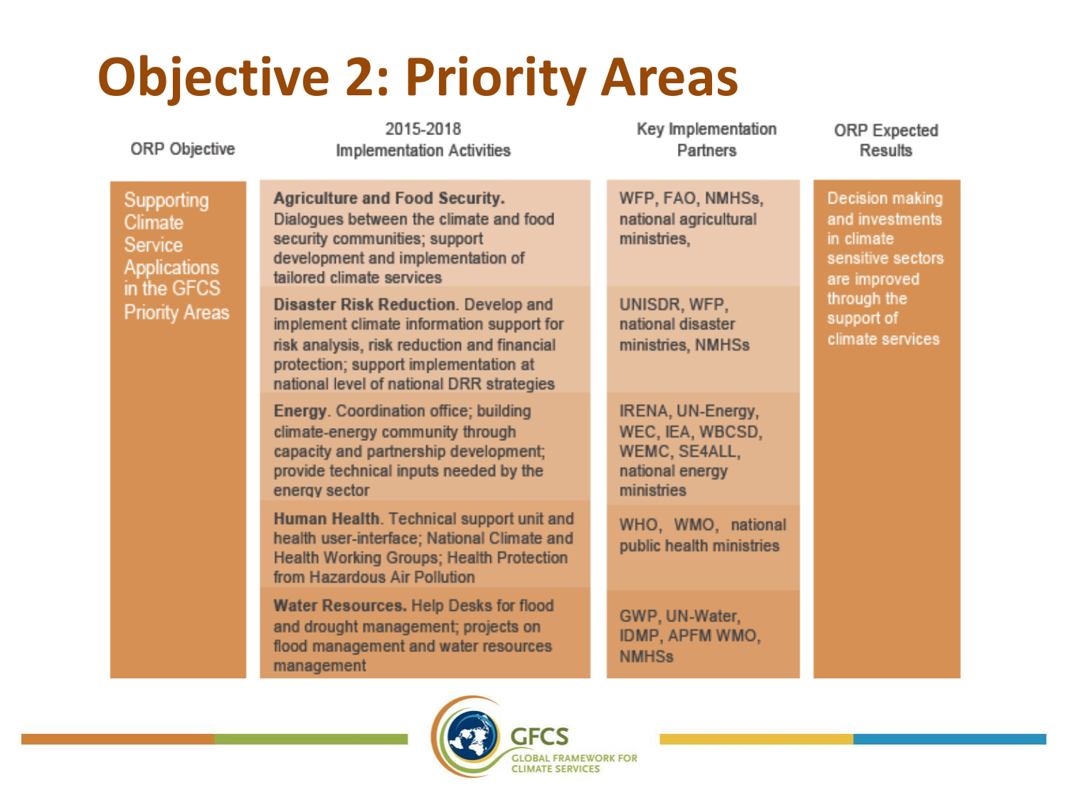# Objective 2: Priority Areas

| ORP Objective | 2015-2018 Implementation Activities | Key Implementation Partners | ORP Expected Results |
|---|---|---|---|
| Supporting Climate Service Applications in the GFCS Priority Areas | **Agriculture and Food Security.** Dialogues between the climate and food security communities; support development and implementation of tailored climate services | WFP, FAO, NMHSs, national agricultural ministries, | Decision making and investments in climate sensitive sectors are improved through the support of climate services |
| | **Disaster Risk Reduction**. Develop and implement climate information support for risk analysis, risk reduction and financial protection; support implementation at national level of national DRR strategies | UNISDR, WFP, national disaster ministries, NMHSs | |
| | **Energy**. Coordination office; building climate-energy community through capacity and partnership development; provide technical inputs needed by the energy sector | IRENA, UN-Energy, WEC, IEA, WBCSD, WEMC, SE4ALL, national energy ministries | |
| | **Human Health**. Technical support unit and health user-interface; National Climate and Health Working Groups; Health Protection from Hazardous Air Pollution | WHO, WMO, national public health ministries | |
| | **Water Resources.** Help Desks for flood and drought management; projects on flood management and water resources management | GWP, UN-Water, IDMP, APFM WMO, NMHSs | |

GFCS GLOBAL FRAMEWORK FOR CLIMATE SERVICES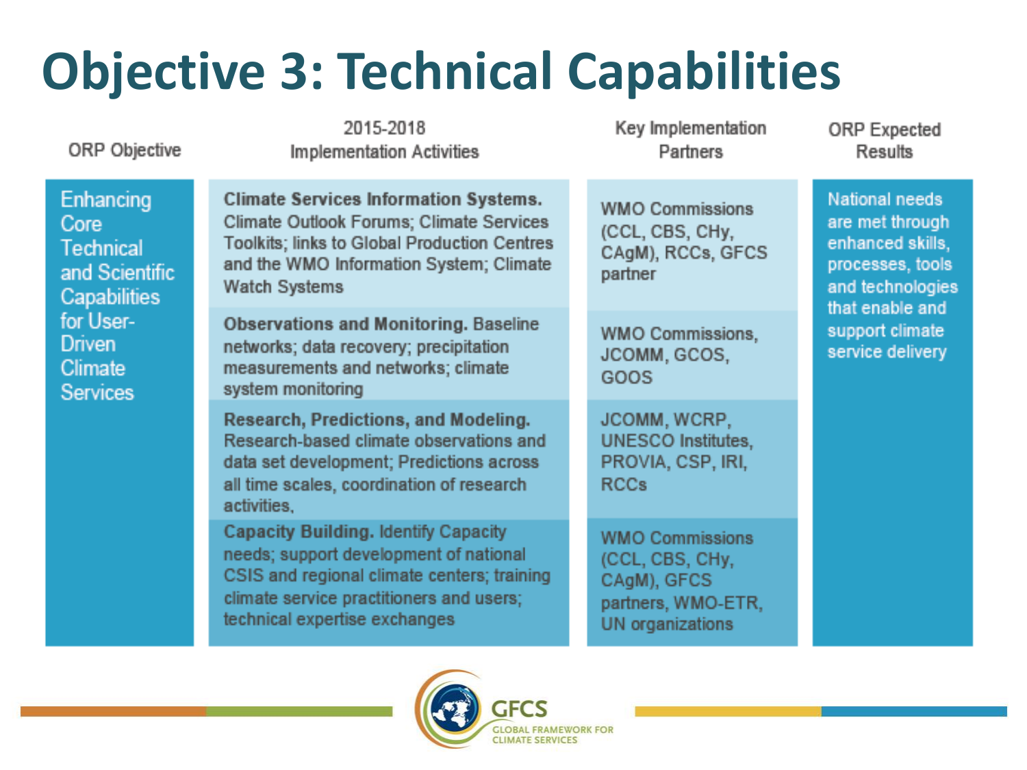# Objective 3: Technical Capabilities

| ORP Objective | 2015-2018 Implementation Activities | Key Implementation Partners | ORP Expected Results |
|---|---|---|---|
| Enhancing Core Technical and Scientific Capabilities for User-Driven Climate Services | **Climate Services Information Systems.** Climate Outlook Forums; Climate Services Toolkits; links to Global Production Centres and the WMO Information System; Climate Watch Systems | WMO Commissions (CCL, CBS, CHy, CAgM), RCCs, GFCS partner | National needs are met through enhanced skills, processes, tools and technologies that enable and support climate service delivery |
| | **Observations and Monitoring.** Baseline networks; data recovery; precipitation measurements and networks; climate system monitoring | WMO Commissions, JCOMM, GCOS, GOOS | |
| | **Research, Predictions, and Modeling.** Research-based climate observations and data set development; Predictions across all time scales, coordination of research activities, | JCOMM, WCRP, UNESCO Institutes, PROVIA, CSP, IRI, RCCs | |
| | **Capacity Building.** Identify Capacity needs; support development of national CSIS and regional climate centers; training climate service practitioners and users; technical expertise exchanges | WMO Commissions (CCL, CBS, CHy, CAgM), GFCS partners, WMO-ETR, UN organizations | |

GFCS GLOBAL FRAMEWORK FOR CLIMATE SERVICES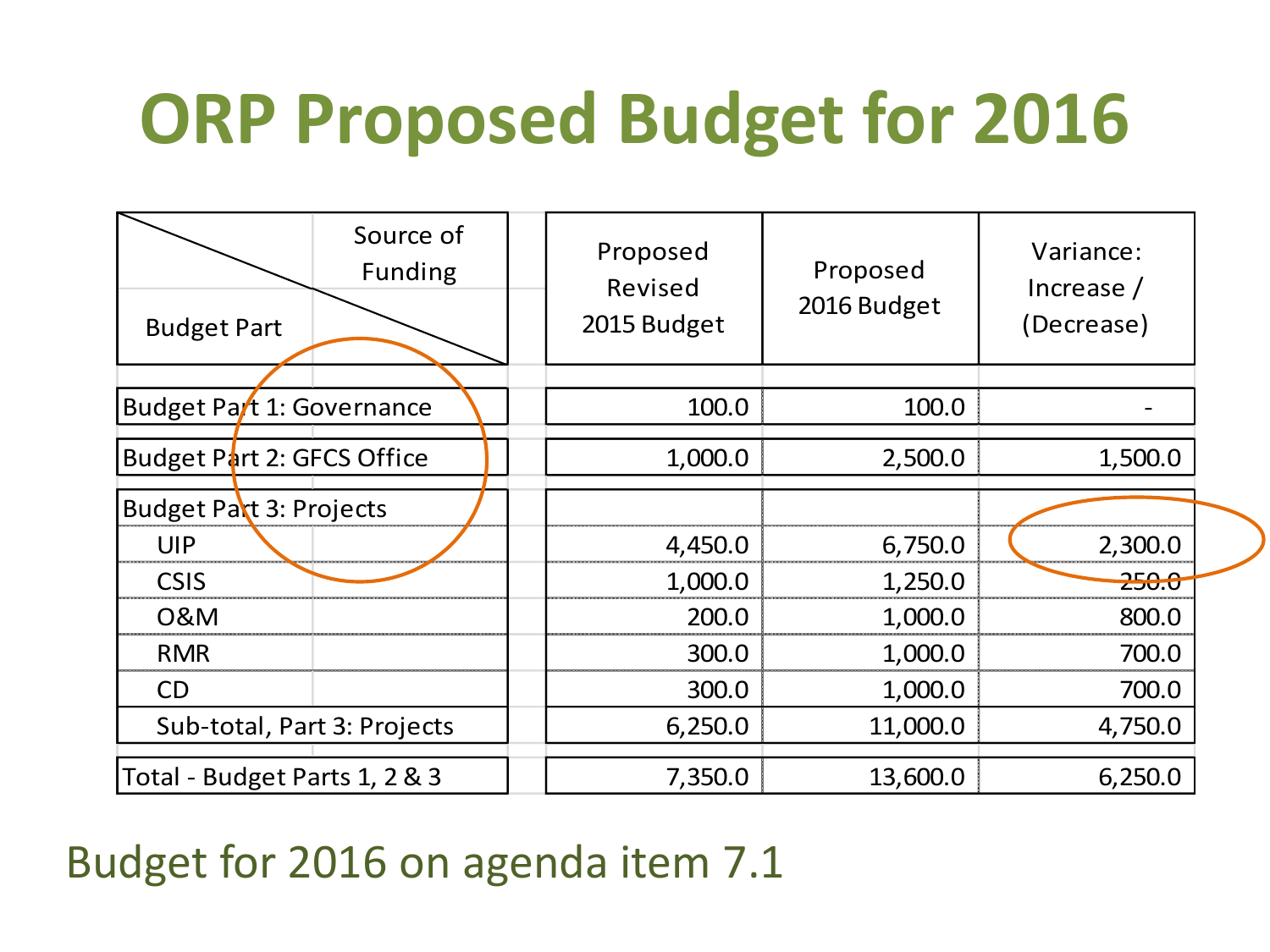# ORP Proposed Budget for 2016

| Budget Part \ Source of Funding | Proposed Revised 2015 Budget | Proposed 2016 Budget | Variance: Increase / (Decrease) |
|---|---|---|---|
| Budget Part 1: Governance | 100.0 | 100.0 | - |
| Budget Part 2: GFCS Office | 1,000.0 | 2,500.0 | 1,500.0 |
| Budget Part 3: Projects | | | |
| UIP | 4,450.0 | 6,750.0 | 2,300.0 |
| CSIS | 1,000.0 | 1,250.0 | 250.0 |
| O&M | 200.0 | 1,000.0 | 800.0 |
| RMR | 300.0 | 1,000.0 | 700.0 |
| CD | 300.0 | 1,000.0 | 700.0 |
| Sub-total, Part 3: Projects | 6,250.0 | 11,000.0 | 4,750.0 |
| Total - Budget Parts 1, 2 & 3 | 7,350.0 | 13,600.0 | 6,250.0 |

Budget for 2016 on agenda item 7.1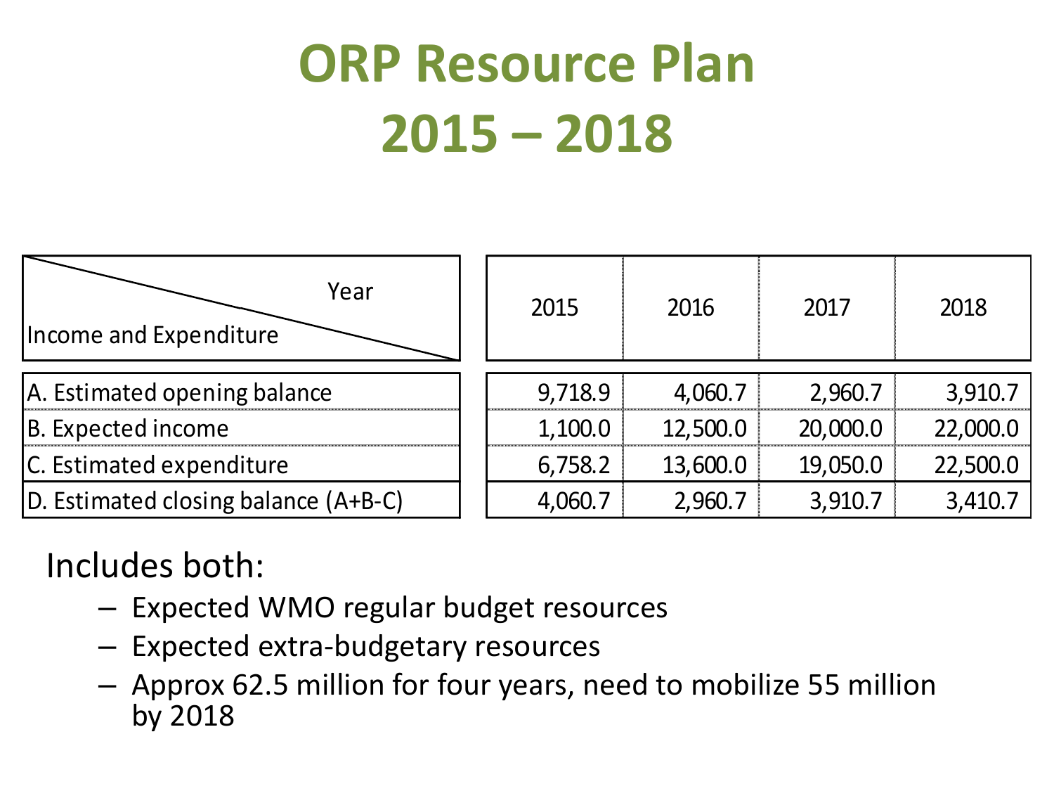# ORP Resource Plan 2015 – 2018

| Income and Expenditure / Year | 2015 | 2016 | 2017 | 2018 |
|---|---|---|---|---|
| A. Estimated opening balance | 9,718.9 | 4,060.7 | 2,960.7 | 3,910.7 |
| B. Expected income | 1,100.0 | 12,500.0 | 20,000.0 | 22,000.0 |
| C. Estimated expenditure | 6,758.2 | 13,600.0 | 19,050.0 | 22,500.0 |
| D. Estimated closing balance (A+B-C) | 4,060.7 | 2,960.7 | 3,910.7 | 3,410.7 |

Includes both:

- Expected WMO regular budget resources
- Expected extra-budgetary resources
- Approx 62.5 million for four years, need to mobilize 55 million by 2018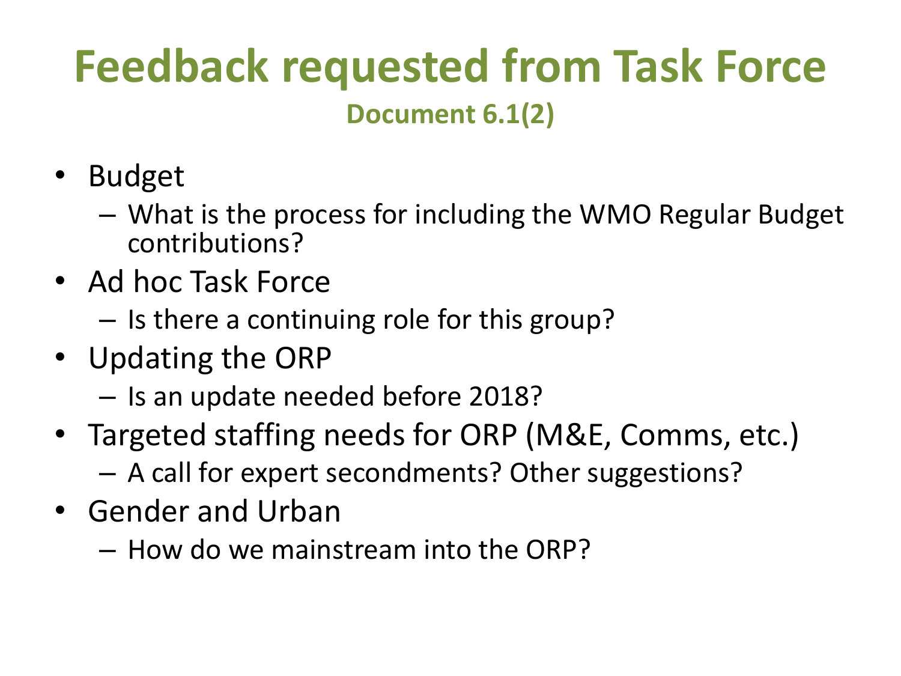# Feedback requested from Task Force

### Document 6.1(2)

- Budget
  - What is the process for including the WMO Regular Budget contributions?
- Ad hoc Task Force
  - Is there a continuing role for this group?
- Updating the ORP
  - Is an update needed before 2018?
- Targeted staffing needs for ORP (M&E, Comms, etc.)
  - A call for expert secondments? Other suggestions?
- Gender and Urban
  - How do we mainstream into the ORP?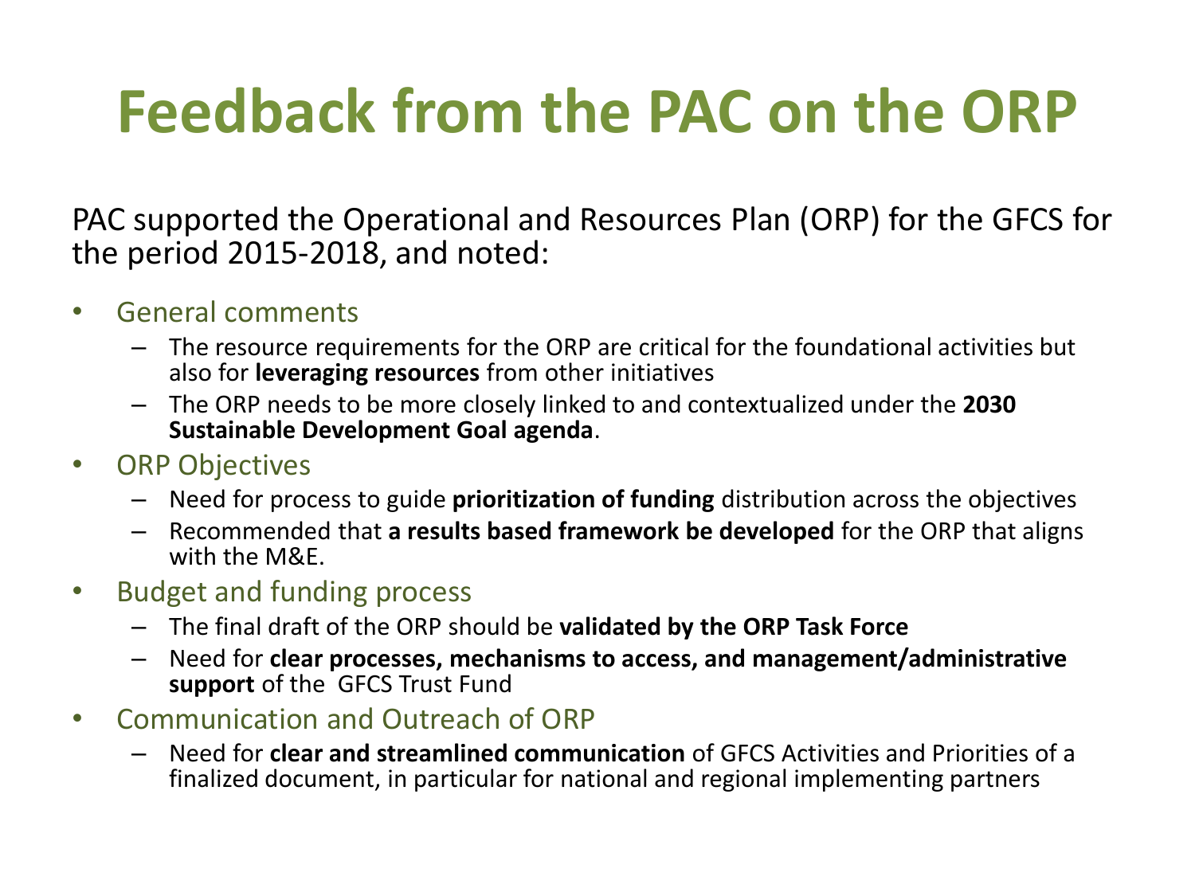# Feedback from the PAC on the ORP

PAC supported the Operational and Resources Plan (ORP) for the GFCS for the period 2015-2018, and noted:

- General comments
  - The resource requirements for the ORP are critical for the foundational activities but also for **leveraging resources** from other initiatives
  - The ORP needs to be more closely linked to and contextualized under the **2030 Sustainable Development Goal agenda**.
- ORP Objectives
  - Need for process to guide **prioritization of funding** distribution across the objectives
  - Recommended that **a results based framework be developed** for the ORP that aligns with the M&E.
- Budget and funding process
  - The final draft of the ORP should be **validated by the ORP Task Force**
  - Need for **clear processes, mechanisms to access, and management/administrative support** of the GFCS Trust Fund
- Communication and Outreach of ORP
  - Need for **clear and streamlined communication** of GFCS Activities and Priorities of a finalized document, in particular for national and regional implementing partners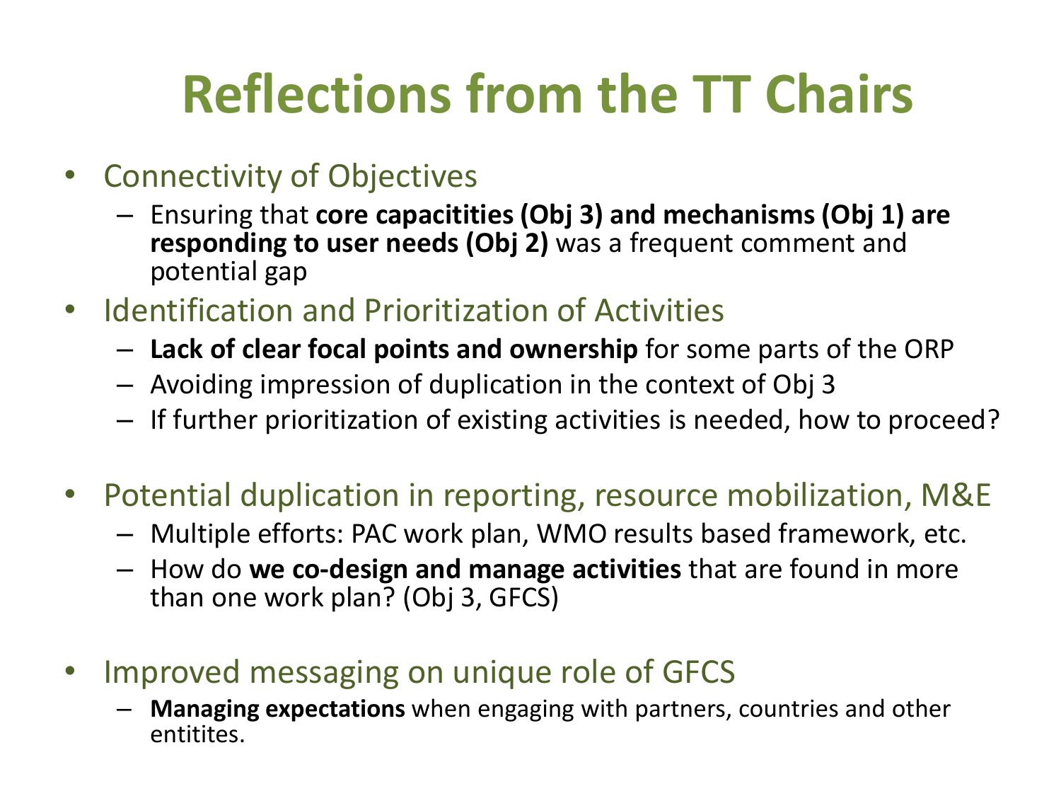# Reflections from the TT Chairs

- Connectivity of Objectives
  - Ensuring that **core capacitities (Obj 3) and mechanisms (Obj 1) are responding to user needs (Obj 2)** was a frequent comment and potential gap
- Identification and Prioritization of Activities
  - **Lack of clear focal points and ownership** for some parts of the ORP
  - Avoiding impression of duplication in the context of Obj 3
  - If further prioritization of existing activities is needed, how to proceed?
- Potential duplication in reporting, resource mobilization, M&E
  - Multiple efforts: PAC work plan, WMO results based framework, etc.
  - How do **we co-design and manage activities** that are found in more than one work plan? (Obj 3, GFCS)
- Improved messaging on unique role of GFCS
  - **Managing expectations** when engaging with partners, countries and other entitites.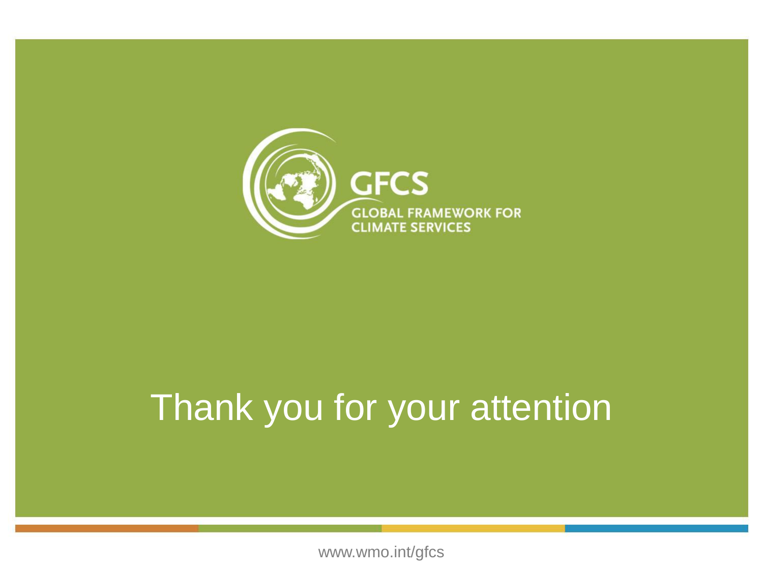GFCS

GLOBAL FRAMEWORK FOR CLIMATE SERVICES

# Thank you for your attention

www.wmo.int/gfcs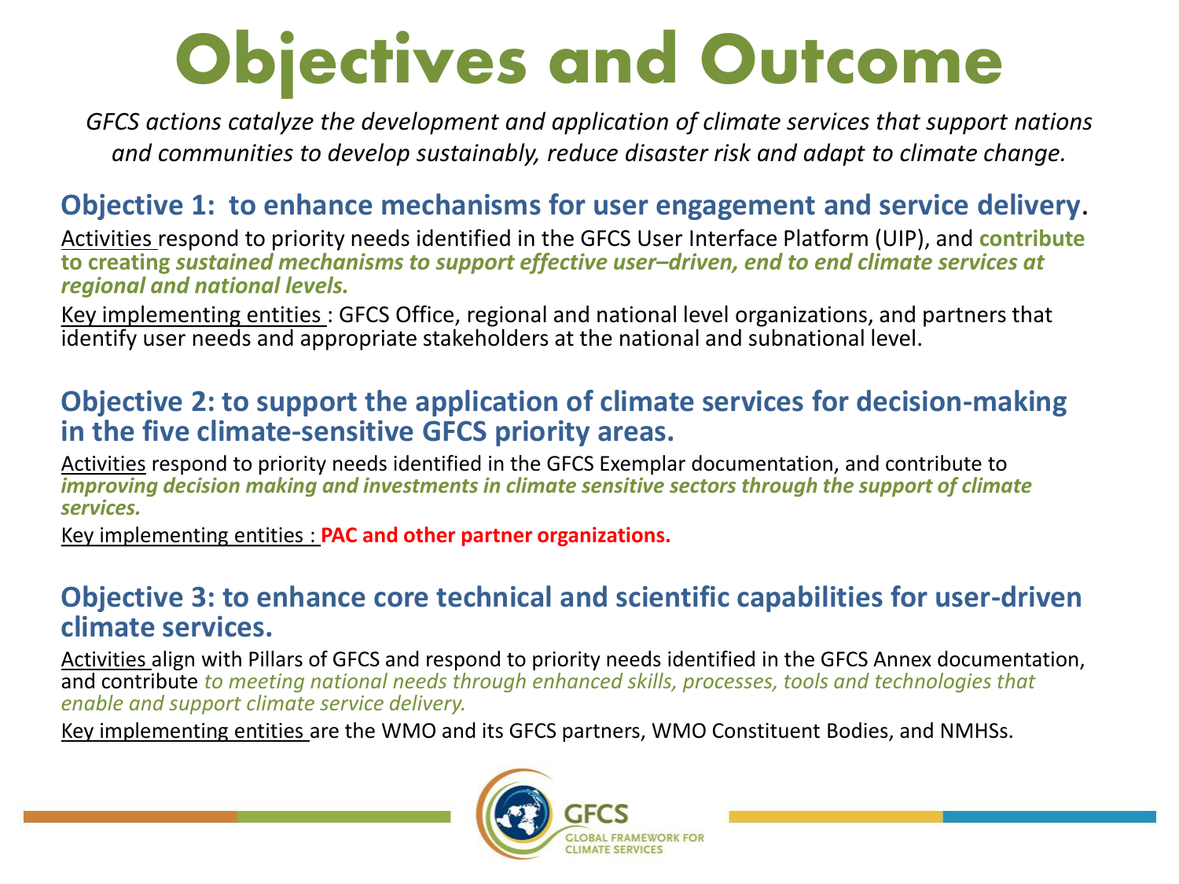# Objectives and Outcome

*GFCS actions catalyze the development and application of climate services that support nations and communities to develop sustainably, reduce disaster risk and adapt to climate change.*

## Objective 1: to enhance mechanisms for user engagement and service delivery.

Activities respond to priority needs identified in the GFCS User Interface Platform (UIP), and **contribute to creating *sustained mechanisms to support effective user–driven, end to end climate services at regional and national levels.***

Key implementing entities : GFCS Office, regional and national level organizations, and partners that identify user needs and appropriate stakeholders at the national and subnational level.

## Objective 2: to support the application of climate services for decision-making in the five climate-sensitive GFCS priority areas.

Activities respond to priority needs identified in the GFCS Exemplar documentation, and contribute to ***improving decision making and investments in climate sensitive sectors through the support of climate services.***

Key implementing entities : **PAC and other partner organizations.**

## Objective 3: to enhance core technical and scientific capabilities for user-driven climate services.

Activities align with Pillars of GFCS and respond to priority needs identified in the GFCS Annex documentation, and contribute *to meeting national needs through enhanced skills, processes, tools and technologies that enable and support climate service delivery.*

Key implementing entities are the WMO and its GFCS partners, WMO Constituent Bodies, and NMHSs.

GFCS
GLOBAL FRAMEWORK FOR CLIMATE SERVICES